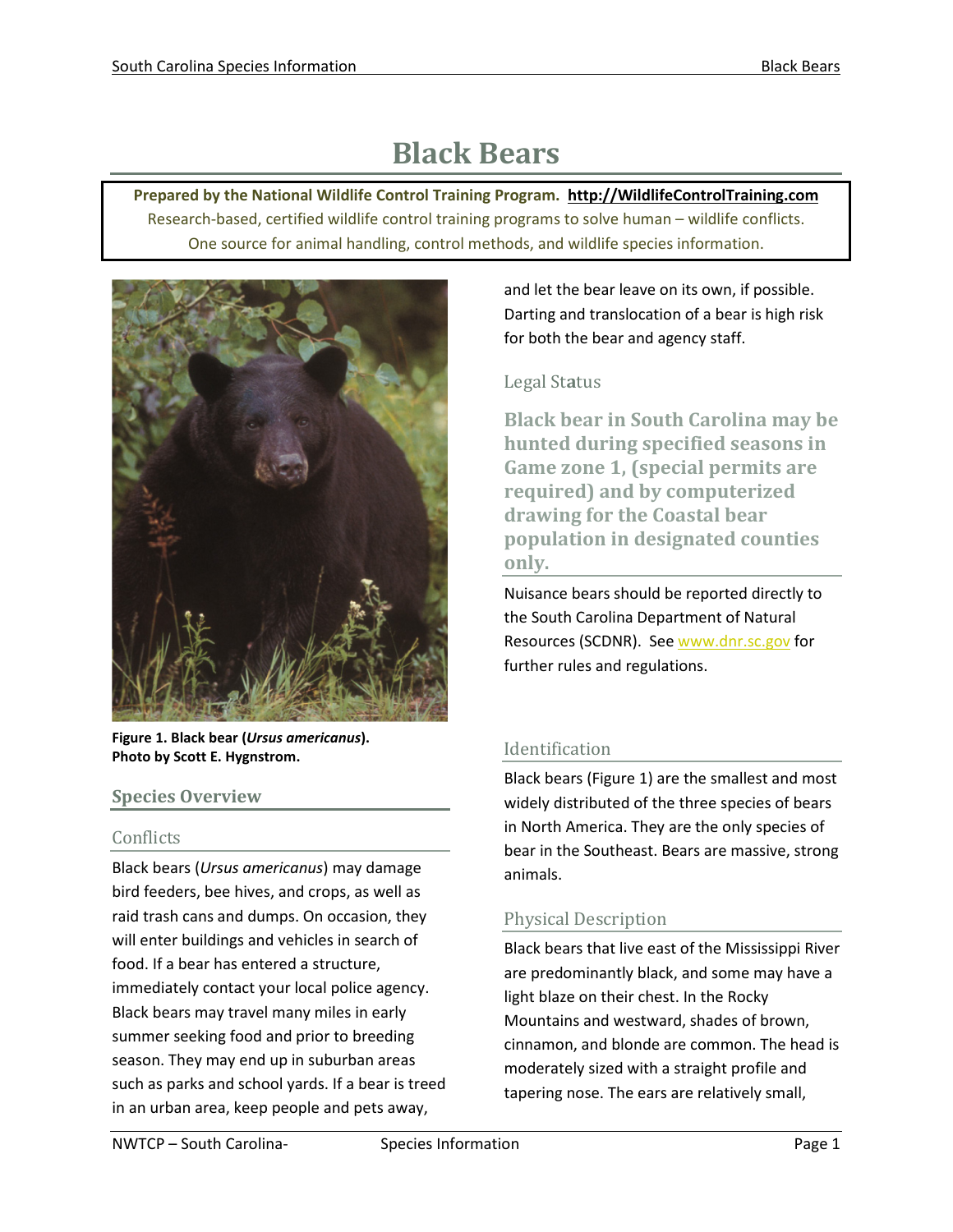# Black Bears

**Prepared by the National Wildlife Control Training Program. http://WildlifeControlTraining.com**
Research-based, certified wildlife control training programs to solve human – wildlife conflicts.
One source for animal handling, control methods, and wildlife species information.

**Figure 1. Black bear (*Ursus americanus*). Photo by Scott E. Hygnstrom.**

## Species Overview

### Conflicts

Black bears (*Ursus americanus*) may damage bird feeders, bee hives, and crops, as well as raid trash cans and dumps. On occasion, they will enter buildings and vehicles in search of food. If a bear has entered a structure, immediately contact your local police agency. Black bears may travel many miles in early summer seeking food and prior to breeding season. They may end up in suburban areas such as parks and school yards. If a bear is treed in an urban area, keep people and pets away, and let the bear leave on its own, if possible. Darting and translocation of a bear is high risk for both the bear and agency staff.

### Legal Status

**Black bear in South Carolina may be hunted during specified seasons in Game zone 1, (special permits are required) and by computerized drawing for the Coastal bear population in designated counties only.**

Nuisance bears should be reported directly to the South Carolina Department of Natural Resources (SCDNR). See www.dnr.sc.gov for further rules and regulations.

### Identification

Black bears (Figure 1) are the smallest and most widely distributed of the three species of bears in North America. They are the only species of bear in the Southeast. Bears are massive, strong animals.

### Physical Description

Black bears that live east of the Mississippi River are predominantly black, and some may have a light blaze on their chest. In the Rocky Mountains and westward, shades of brown, cinnamon, and blonde are common. The head is moderately sized with a straight profile and tapering nose. The ears are relatively small,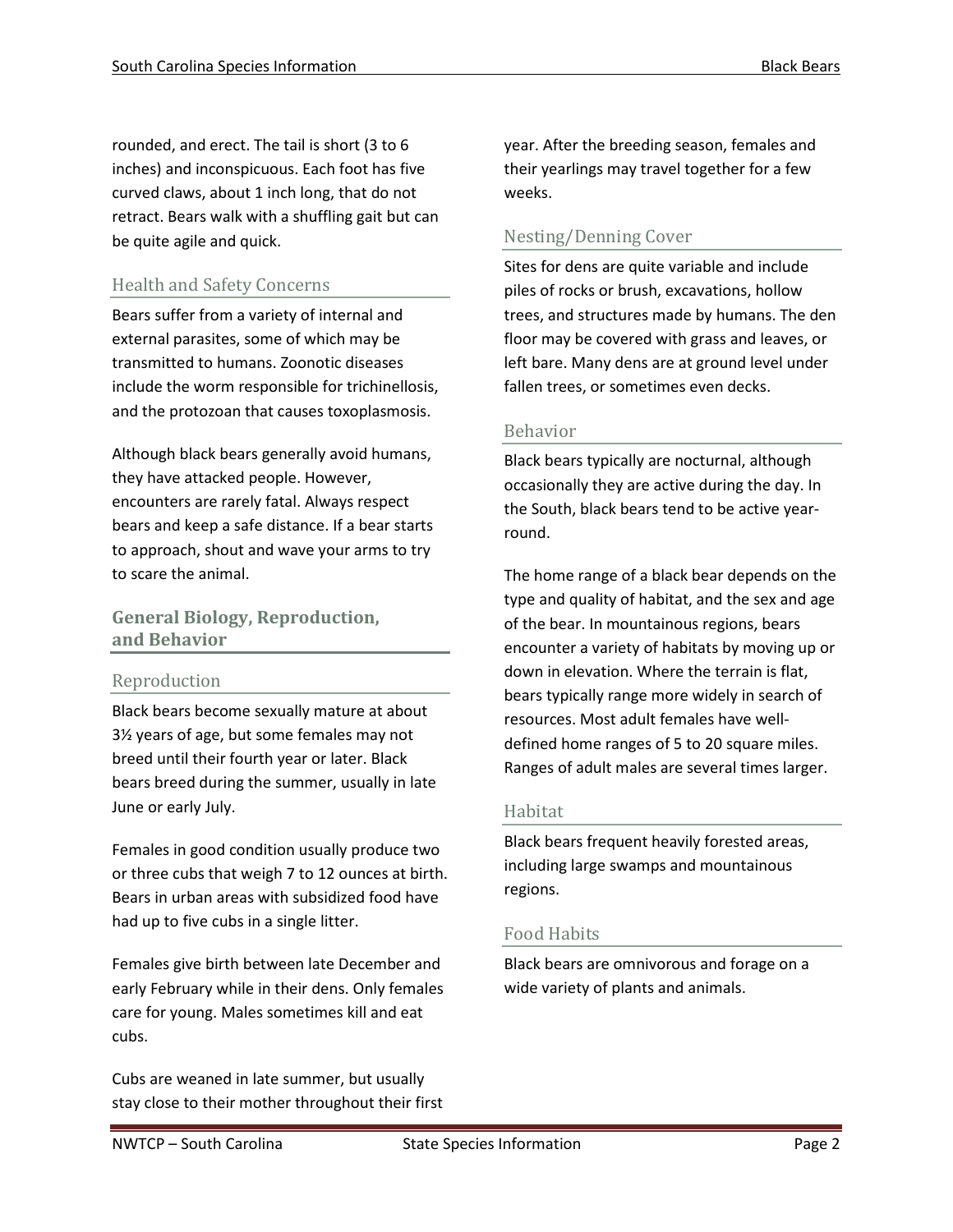rounded, and erect. The tail is short (3 to 6 inches) and inconspicuous. Each foot has five curved claws, about 1 inch long, that do not retract. Bears walk with a shuffling gait but can be quite agile and quick.

### Health and Safety Concerns

Bears suffer from a variety of internal and external parasites, some of which may be transmitted to humans. Zoonotic diseases include the worm responsible for trichinellosis, and the protozoan that causes toxoplasmosis.

Although black bears generally avoid humans, they have attacked people. However, encounters are rarely fatal. Always respect bears and keep a safe distance. If a bear starts to approach, shout and wave your arms to try to scare the animal.

## General Biology, Reproduction, and Behavior

### Reproduction

Black bears become sexually mature at about 3½ years of age, but some females may not breed until their fourth year or later. Black bears breed during the summer, usually in late June or early July.

Females in good condition usually produce two or three cubs that weigh 7 to 12 ounces at birth. Bears in urban areas with subsidized food have had up to five cubs in a single litter.

Females give birth between late December and early February while in their dens. Only females care for young. Males sometimes kill and eat cubs.

Cubs are weaned in late summer, but usually stay close to their mother throughout their first year. After the breeding season, females and their yearlings may travel together for a few weeks.

### Nesting/Denning Cover

Sites for dens are quite variable and include piles of rocks or brush, excavations, hollow trees, and structures made by humans. The den floor may be covered with grass and leaves, or left bare. Many dens are at ground level under fallen trees, or sometimes even decks.

### Behavior

Black bears typically are nocturnal, although occasionally they are active during the day. In the South, black bears tend to be active year-round.

The home range of a black bear depends on the type and quality of habitat, and the sex and age of the bear. In mountainous regions, bears encounter a variety of habitats by moving up or down in elevation. Where the terrain is flat, bears typically range more widely in search of resources. Most adult females have well-defined home ranges of 5 to 20 square miles. Ranges of adult males are several times larger.

### Habitat

Black bears frequent heavily forested areas, including large swamps and mountainous regions.

### Food Habits

Black bears are omnivorous and forage on a wide variety of plants and animals.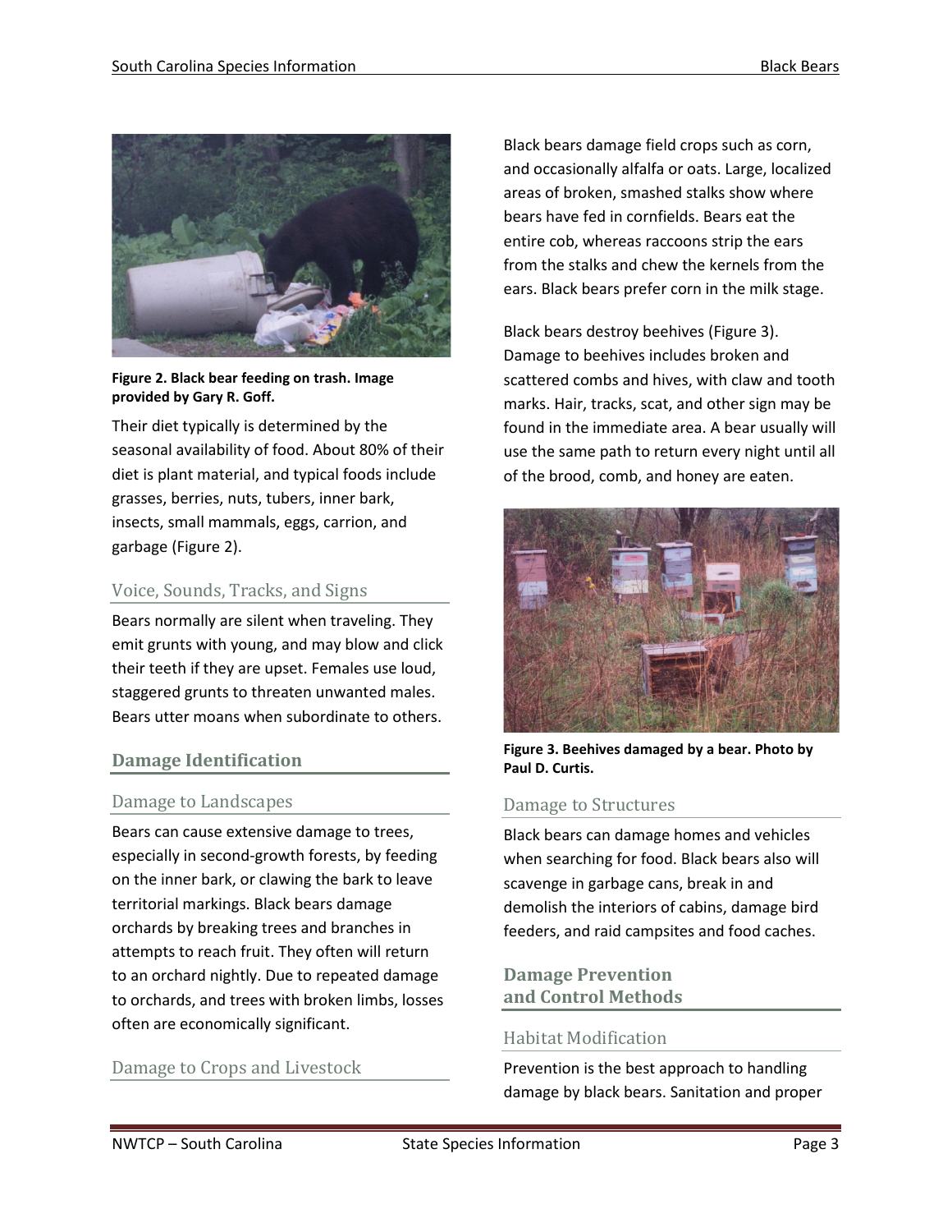Figure 2. Black bear feeding on trash. Image provided by Gary R. Goff.

Their diet typically is determined by the seasonal availability of food. About 80% of their diet is plant material, and typical foods include grasses, berries, nuts, tubers, inner bark, insects, small mammals, eggs, carrion, and garbage (Figure 2).

### Voice, Sounds, Tracks, and Signs

Bears normally are silent when traveling. They emit grunts with young, and may blow and click their teeth if they are upset. Females use loud, staggered grunts to threaten unwanted males. Bears utter moans when subordinate to others.

## Damage Identification

### Damage to Landscapes

Bears can cause extensive damage to trees, especially in second-growth forests, by feeding on the inner bark, or clawing the bark to leave territorial markings. Black bears damage orchards by breaking trees and branches in attempts to reach fruit. They often will return to an orchard nightly. Due to repeated damage to orchards, and trees with broken limbs, losses often are economically significant.

### Damage to Crops and Livestock

Black bears damage field crops such as corn, and occasionally alfalfa or oats. Large, localized areas of broken, smashed stalks show where bears have fed in cornfields. Bears eat the entire cob, whereas raccoons strip the ears from the stalks and chew the kernels from the ears. Black bears prefer corn in the milk stage.

Black bears destroy beehives (Figure 3). Damage to beehives includes broken and scattered combs and hives, with claw and tooth marks. Hair, tracks, scat, and other sign may be found in the immediate area. A bear usually will use the same path to return every night until all of the brood, comb, and honey are eaten.

Figure 3. Beehives damaged by a bear. Photo by Paul D. Curtis.

### Damage to Structures

Black bears can damage homes and vehicles when searching for food. Black bears also will scavenge in garbage cans, break in and demolish the interiors of cabins, damage bird feeders, and raid campsites and food caches.

## Damage Prevention and Control Methods

### Habitat Modification

Prevention is the best approach to handling damage by black bears. Sanitation and proper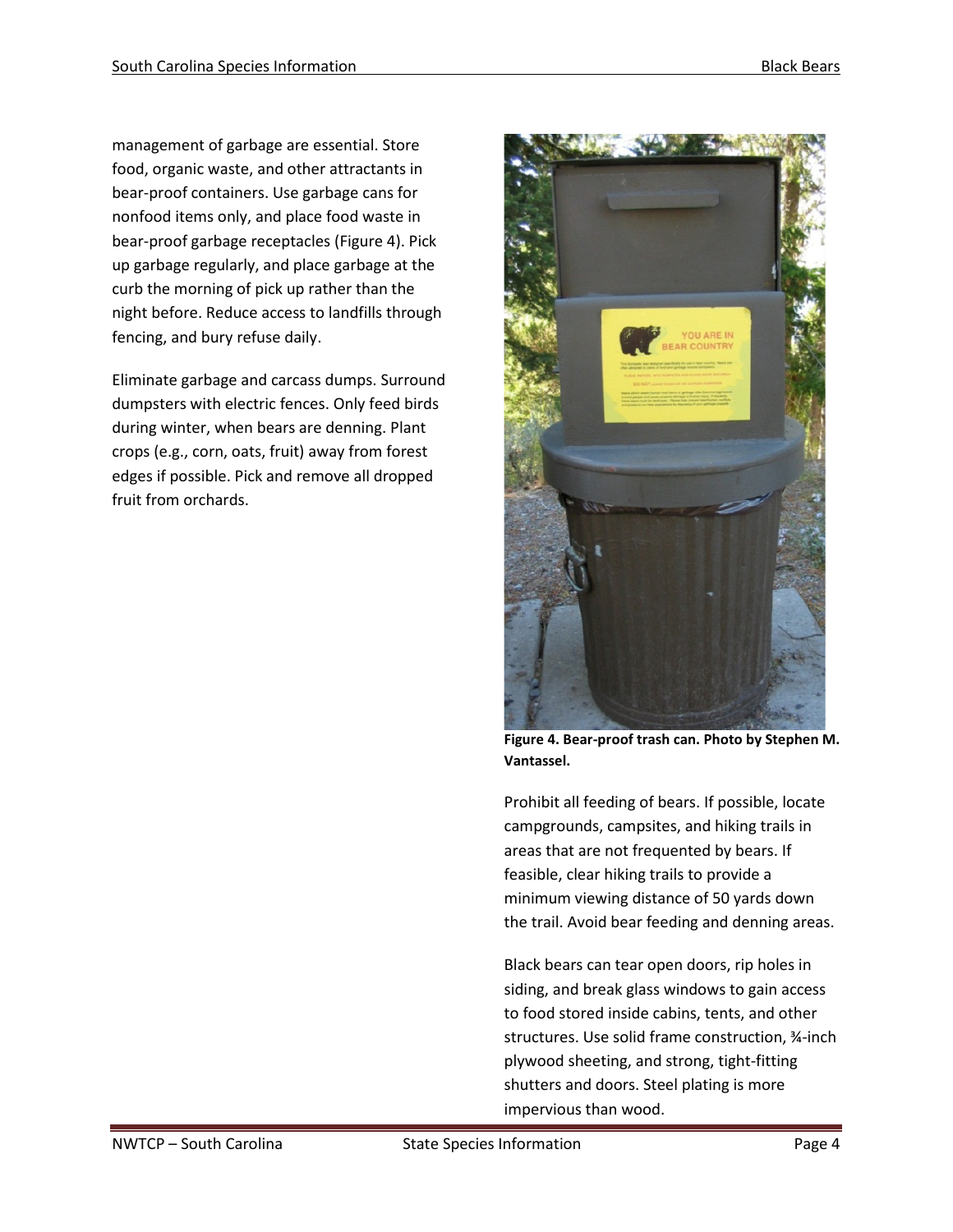management of garbage are essential. Store food, organic waste, and other attractants in bear-proof containers. Use garbage cans for nonfood items only, and place food waste in bear-proof garbage receptacles (Figure 4). Pick up garbage regularly, and place garbage at the curb the morning of pick up rather than the night before. Reduce access to landfills through fencing, and bury refuse daily.

Eliminate garbage and carcass dumps. Surround dumpsters with electric fences. Only feed birds during winter, when bears are denning. Plant crops (e.g., corn, oats, fruit) away from forest edges if possible. Pick and remove all dropped fruit from orchards.

**Figure 4. Bear-proof trash can. Photo by Stephen M. Vantassel.**

Prohibit all feeding of bears. If possible, locate campgrounds, campsites, and hiking trails in areas that are not frequented by bears. If feasible, clear hiking trails to provide a minimum viewing distance of 50 yards down the trail. Avoid bear feeding and denning areas.

Black bears can tear open doors, rip holes in siding, and break glass windows to gain access to food stored inside cabins, tents, and other structures. Use solid frame construction, ¾-inch plywood sheeting, and strong, tight-fitting shutters and doors. Steel plating is more impervious than wood.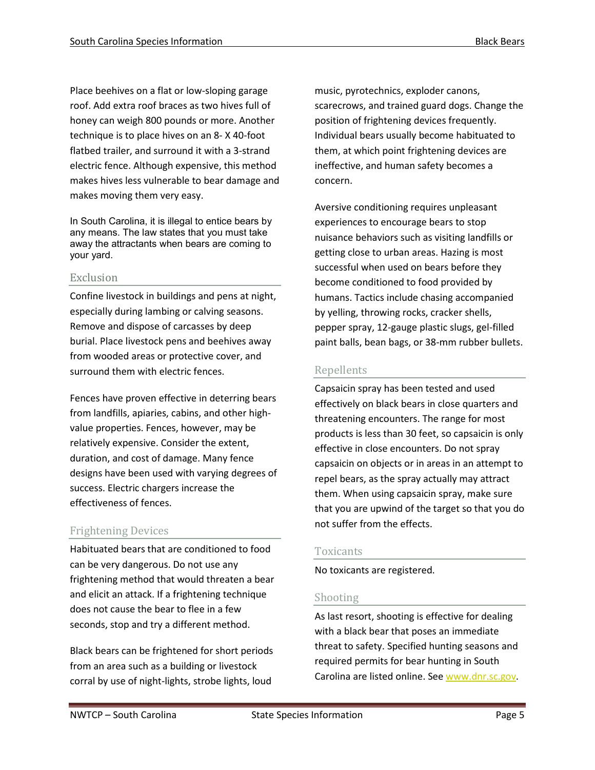Place beehives on a flat or low-sloping garage roof. Add extra roof braces as two hives full of honey can weigh 800 pounds or more. Another technique is to place hives on an 8- X 40-foot flatbed trailer, and surround it with a 3-strand electric fence. Although expensive, this method makes hives less vulnerable to bear damage and makes moving them very easy.

In South Carolina, it is illegal to entice bears by any means. The law states that you must take away the attractants when bears are coming to your yard.

## Exclusion

Confine livestock in buildings and pens at night, especially during lambing or calving seasons. Remove and dispose of carcasses by deep burial. Place livestock pens and beehives away from wooded areas or protective cover, and surround them with electric fences.

Fences have proven effective in deterring bears from landfills, apiaries, cabins, and other high-value properties. Fences, however, may be relatively expensive. Consider the extent, duration, and cost of damage. Many fence designs have been used with varying degrees of success. Electric chargers increase the effectiveness of fences.

## Frightening Devices

Habituated bears that are conditioned to food can be very dangerous. Do not use any frightening method that would threaten a bear and elicit an attack. If a frightening technique does not cause the bear to flee in a few seconds, stop and try a different method.

Black bears can be frightened for short periods from an area such as a building or livestock corral by use of night-lights, strobe lights, loud music, pyrotechnics, exploder canons, scarecrows, and trained guard dogs. Change the position of frightening devices frequently. Individual bears usually become habituated to them, at which point frightening devices are ineffective, and human safety becomes a concern.

Aversive conditioning requires unpleasant experiences to encourage bears to stop nuisance behaviors such as visiting landfills or getting close to urban areas. Hazing is most successful when used on bears before they become conditioned to food provided by humans. Tactics include chasing accompanied by yelling, throwing rocks, cracker shells, pepper spray, 12-gauge plastic slugs, gel-filled paint balls, bean bags, or 38-mm rubber bullets.

## Repellents

Capsaicin spray has been tested and used effectively on black bears in close quarters and threatening encounters. The range for most products is less than 30 feet, so capsaicin is only effective in close encounters. Do not spray capsaicin on objects or in areas in an attempt to repel bears, as the spray actually may attract them. When using capsaicin spray, make sure that you are upwind of the target so that you do not suffer from the effects.

## Toxicants

No toxicants are registered.

## Shooting

As last resort, shooting is effective for dealing with a black bear that poses an immediate threat to safety. Specified hunting seasons and required permits for bear hunting in South Carolina are listed online. See www.dnr.sc.gov.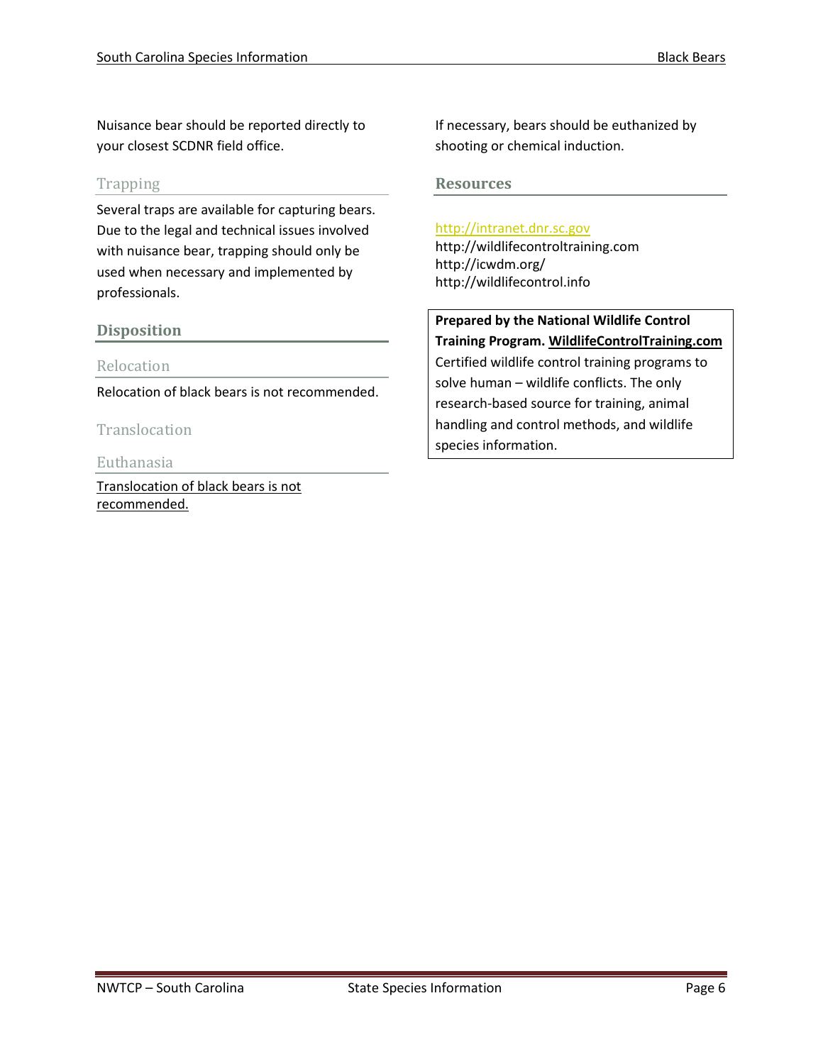Nuisance bear should be reported directly to your closest SCDNR field office.

### Trapping

Several traps are available for capturing bears. Due to the legal and technical issues involved with nuisance bear, trapping should only be used when necessary and implemented by professionals.

## Disposition

### Relocation

Relocation of black bears is not recommended.

### Translocation

### Euthanasia

Translocation of black bears is not recommended.

If necessary, bears should be euthanized by shooting or chemical induction.

## Resources

http://intranet.dnr.sc.gov
http://wildlifecontroltraining.com
http://icwdm.org/
http://wildlifecontrol.info

**Prepared by the National Wildlife Control Training Program. WildlifeControlTraining.com**
Certified wildlife control training programs to solve human – wildlife conflicts. The only research-based source for training, animal handling and control methods, and wildlife species information.